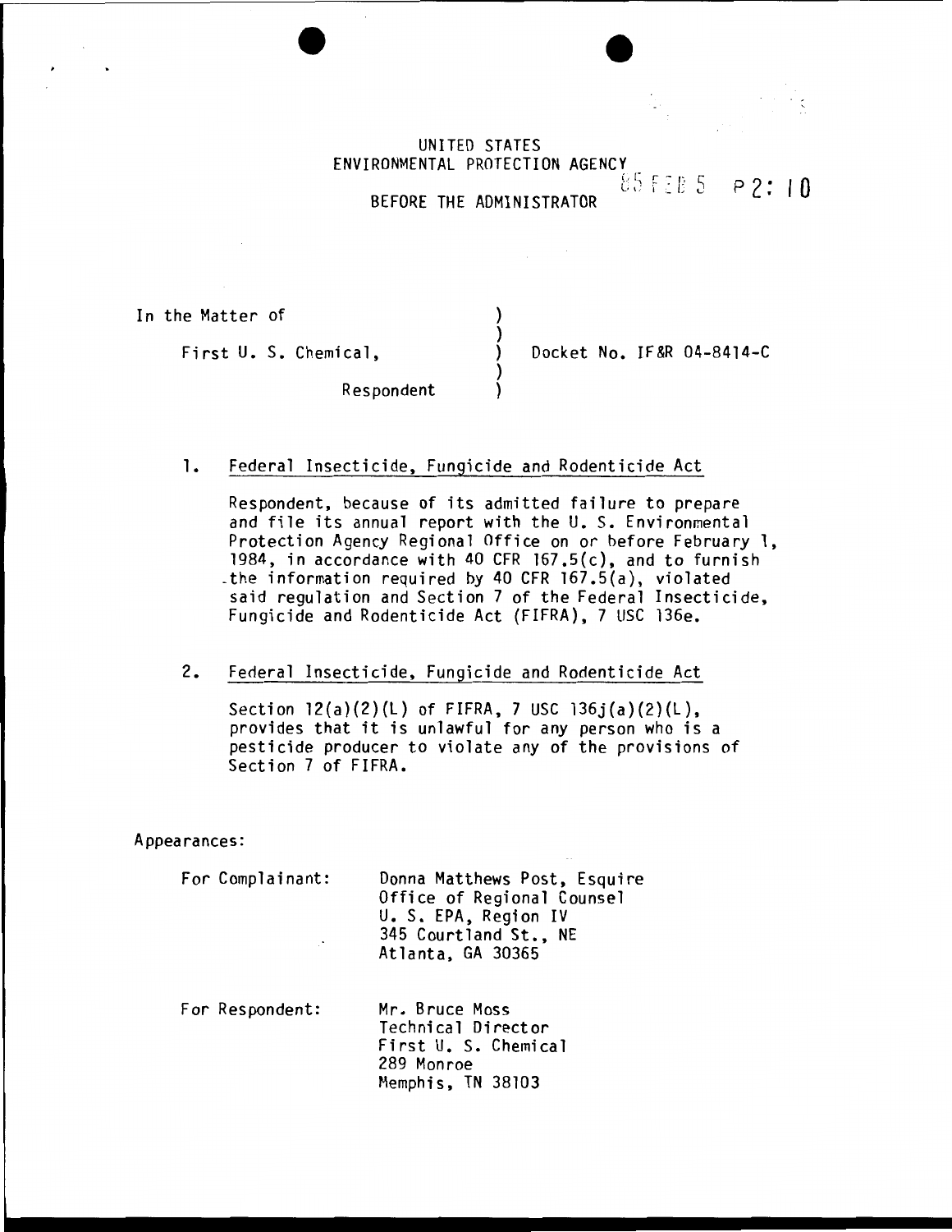UNITED STATES
ENVIRONMENTAL PROTECTION AGENCY

85 FEB 5 P2:10

BEFORE THE ADMINISTRATOR

| | | |
|---|---|---|
| In the Matter of | ) | |
| | ) | |
| First U. S. Chemical, | ) | Docket No. IF&R 04-8414-C |
| | ) | |
| Respondent | ) | |

1. Federal Insecticide, Fungicide and Rodenticide Act

   Respondent, because of its admitted failure to prepare and file its annual report with the U. S. Environmental Protection Agency Regional Office on or before February 1, 1984, in accordance with 40 CFR 167.5(c), and to furnish the information required by 40 CFR 167.5(a), violated said regulation and Section 7 of the Federal Insecticide, Fungicide and Rodenticide Act (FIFRA), 7 USC 136e.

2. Federal Insecticide, Fungicide and Rodenticide Act

   Section 12(a)(2)(L) of FIFRA, 7 USC 136j(a)(2)(L), provides that it is unlawful for any person who is a pesticide producer to violate any of the provisions of Section 7 of FIFRA.

Appearances:

For Complainant:

Donna Matthews Post, Esquire
Office of Regional Counsel
U. S. EPA, Region IV
345 Courtland St., NE
Atlanta, GA 30365

For Respondent:

Mr. Bruce Moss
Technical Director
First U. S. Chemical
289 Monroe
Memphis, TN 38103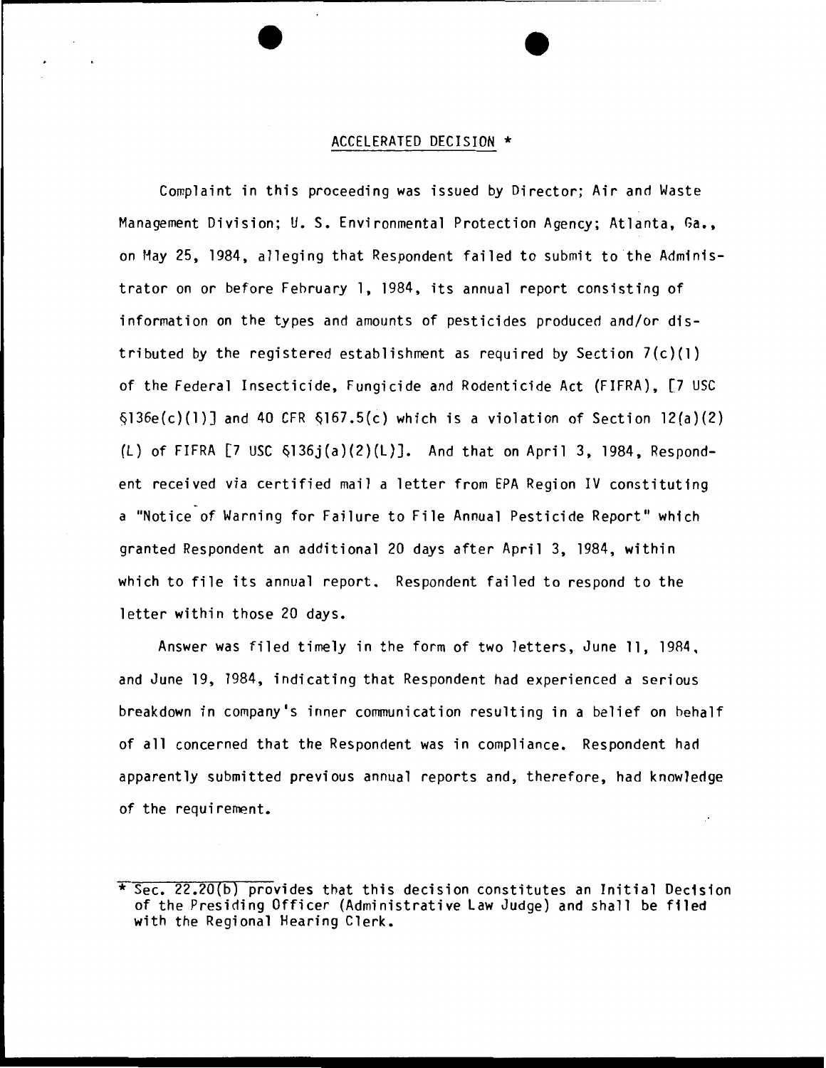## ACCELERATED DECISION *

Complaint in this proceeding was issued by Director; Air and Waste Management Division; U. S. Environmental Protection Agency; Atlanta, Ga., on May 25, 1984, alleging that Respondent failed to submit to the Administrator on or before February 1, 1984, its annual report consisting of information on the types and amounts of pesticides produced and/or distributed by the registered establishment as required by Section 7(c)(1) of the Federal Insecticide, Fungicide and Rodenticide Act (FIFRA), [7 USC §136e(c)(1)] and 40 CFR §167.5(c) which is a violation of Section 12(a)(2)(L) of FIFRA [7 USC §136j(a)(2)(L)]. And that on April 3, 1984, Respondent received via certified mail a letter from EPA Region IV constituting a "Notice of Warning for Failure to File Annual Pesticide Report" which granted Respondent an additional 20 days after April 3, 1984, within which to file its annual report. Respondent failed to respond to the letter within those 20 days.

Answer was filed timely in the form of two letters, June 11, 1984, and June 19, 1984, indicating that Respondent had experienced a serious breakdown in company's inner communication resulting in a belief on behalf of all concerned that the Respondent was in compliance. Respondent had apparently submitted previous annual reports and, therefore, had knowledge of the requirement.

* Sec. 22.20(b) provides that this decision constitutes an Initial Decision of the Presiding Officer (Administrative Law Judge) and shall be filed with the Regional Hearing Clerk.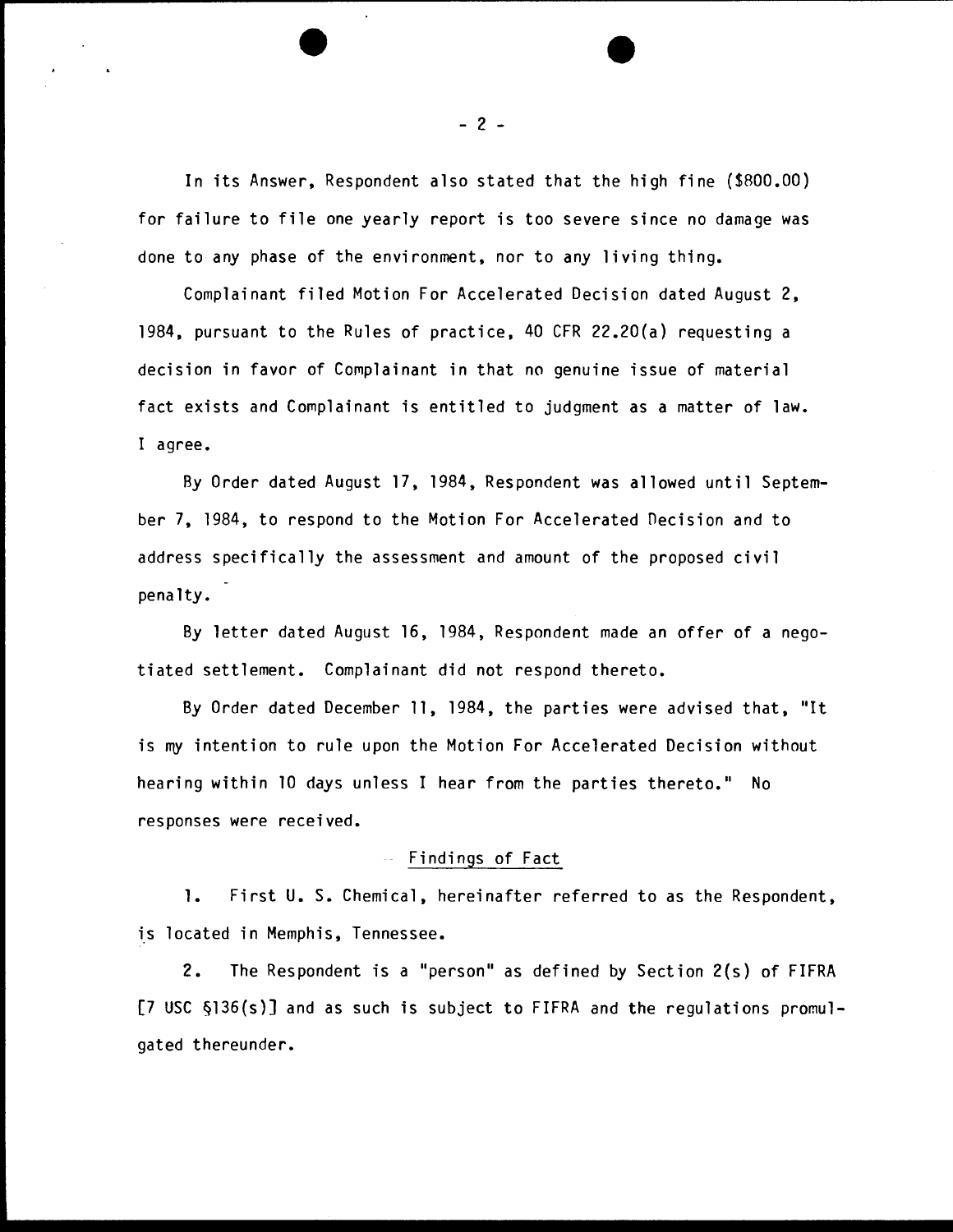In its Answer, Respondent also stated that the high fine ($800.00) for failure to file one yearly report is too severe since no damage was done to any phase of the environment, nor to any living thing.

Complainant filed Motion For Accelerated Decision dated August 2, 1984, pursuant to the Rules of practice, 40 CFR 22.20(a) requesting a decision in favor of Complainant in that no genuine issue of material fact exists and Complainant is entitled to judgment as a matter of law. I agree.

By Order dated August 17, 1984, Respondent was allowed until September 7, 1984, to respond to the Motion For Accelerated Decision and to address specifically the assessment and amount of the proposed civil penalty.

By letter dated August 16, 1984, Respondent made an offer of a negotiated settlement. Complainant did not respond thereto.

By Order dated December 11, 1984, the parties were advised that, "It is my intention to rule upon the Motion For Accelerated Decision without hearing within 10 days unless I hear from the parties thereto." No responses were received.

## Findings of Fact

1. First U. S. Chemical, hereinafter referred to as the Respondent, is located in Memphis, Tennessee.

2. The Respondent is a "person" as defined by Section 2(s) of FIFRA [7 USC §136(s)] and as such is subject to FIFRA and the regulations promulgated thereunder.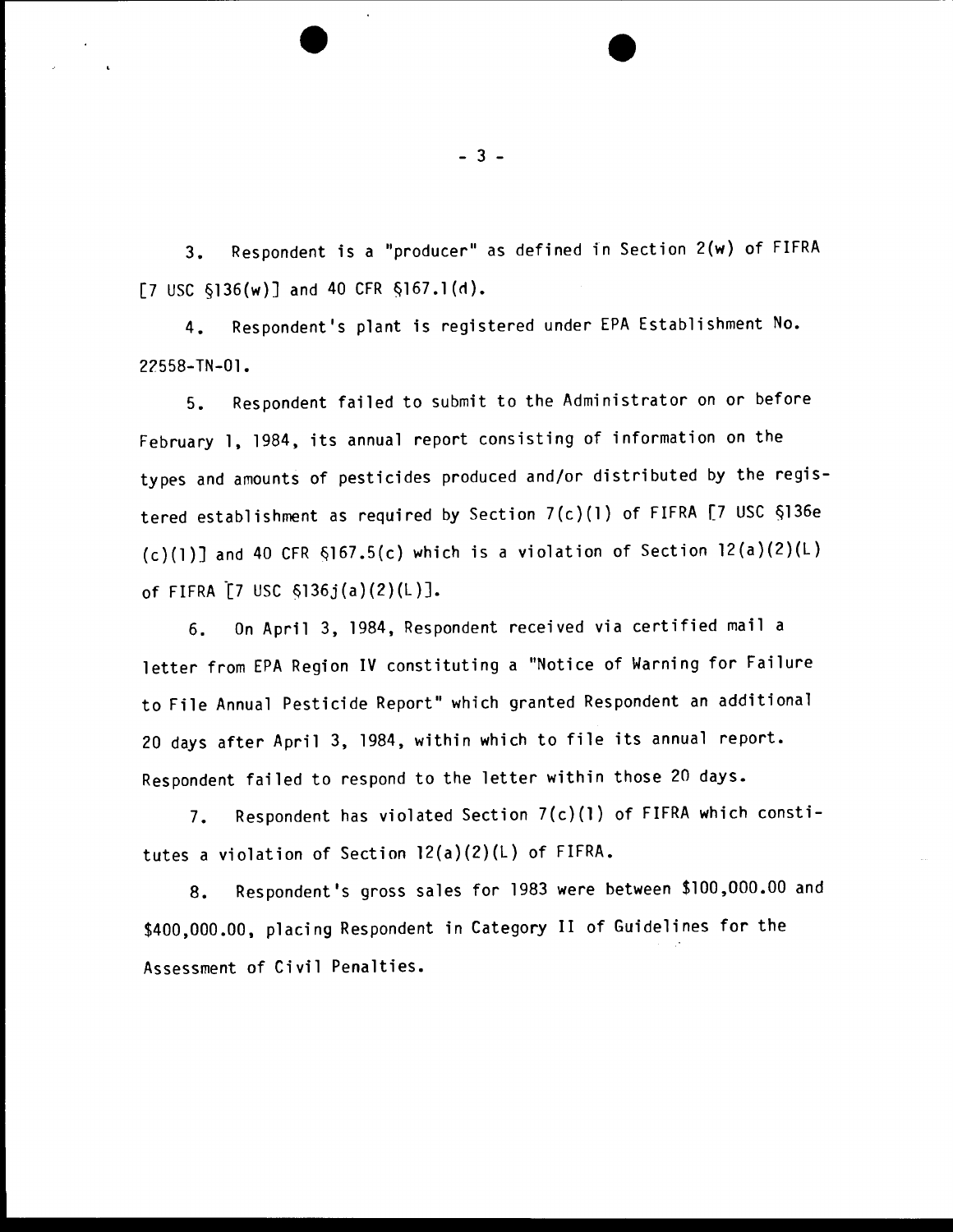3. Respondent is a "producer" as defined in Section 2(w) of FIFRA [7 USC §136(w)] and 40 CFR §167.1(d).

4. Respondent's plant is registered under EPA Establishment No. 22558-TN-01.

5. Respondent failed to submit to the Administrator on or before February 1, 1984, its annual report consisting of information on the types and amounts of pesticides produced and/or distributed by the registered establishment as required by Section 7(c)(1) of FIFRA [7 USC §136e (c)(1)] and 40 CFR §167.5(c) which is a violation of Section 12(a)(2)(L) of FIFRA [7 USC §136j(a)(2)(L)].

6. On April 3, 1984, Respondent received via certified mail a letter from EPA Region IV constituting a "Notice of Warning for Failure to File Annual Pesticide Report" which granted Respondent an additional 20 days after April 3, 1984, within which to file its annual report. Respondent failed to respond to the letter within those 20 days.

7. Respondent has violated Section 7(c)(1) of FIFRA which constitutes a violation of Section 12(a)(2)(L) of FIFRA.

8. Respondent's gross sales for 1983 were between $100,000.00 and $400,000.00, placing Respondent in Category II of Guidelines for the Assessment of Civil Penalties.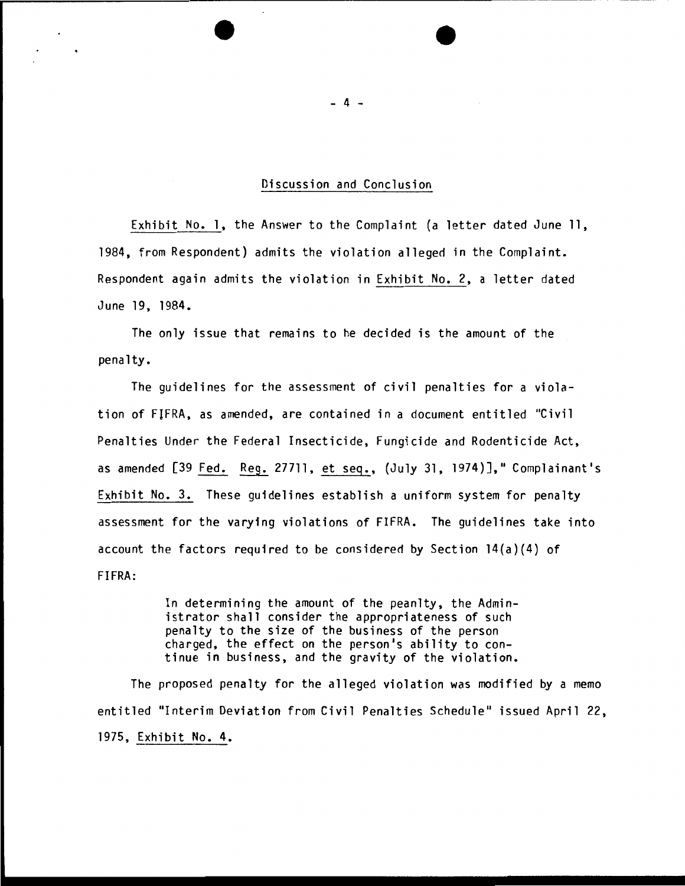## Discussion and Conclusion

Exhibit No. 1, the Answer to the Complaint (a letter dated June 11, 1984, from Respondent) admits the violation alleged in the Complaint. Respondent again admits the violation in Exhibit No. 2, a letter dated June 19, 1984.

The only issue that remains to be decided is the amount of the penalty.

The guidelines for the assessment of civil penalties for a violation of FIFRA, as amended, are contained in a document entitled "Civil Penalties Under the Federal Insecticide, Fungicide and Rodenticide Act, as amended [39 Fed. Reg. 27711, et seq., (July 31, 1974)]," Complainant's Exhibit No. 3. These guidelines establish a uniform system for penalty assessment for the varying violations of FIFRA. The guidelines take into account the factors required to be considered by Section 14(a)(4) of FIFRA:

> In determining the amount of the peanlty, the Administrator shall consider the appropriateness of such penalty to the size of the business of the person charged, the effect on the person's ability to continue in business, and the gravity of the violation.

The proposed penalty for the alleged violation was modified by a memo entitled "Interim Deviation from Civil Penalties Schedule" issued April 22, 1975, Exhibit No. 4.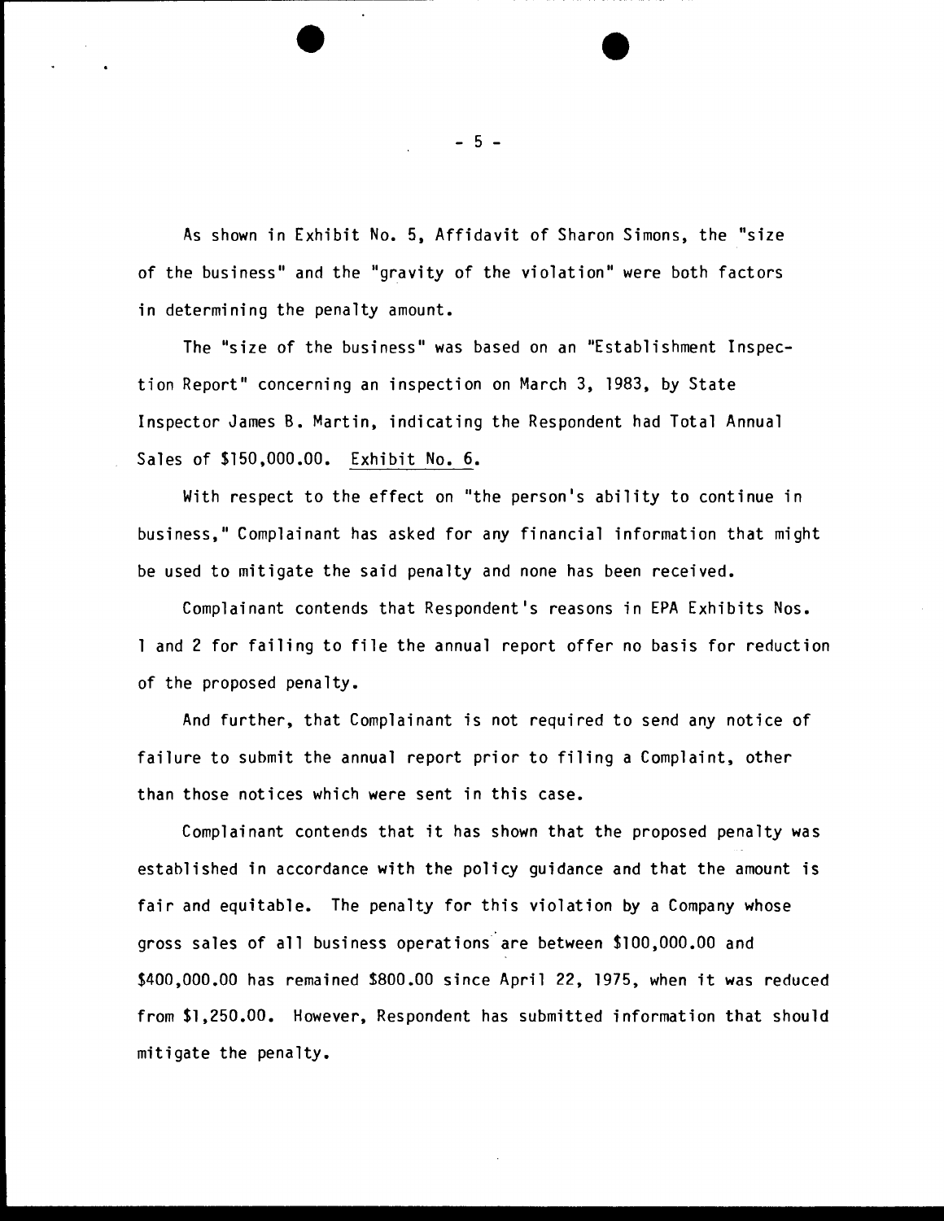As shown in Exhibit No. 5, Affidavit of Sharon Simons, the "size of the business" and the "gravity of the violation" were both factors in determining the penalty amount.

The "size of the business" was based on an "Establishment Inspection Report" concerning an inspection on March 3, 1983, by State Inspector James B. Martin, indicating the Respondent had Total Annual Sales of $150,000.00. Exhibit No. 6.

With respect to the effect on "the person's ability to continue in business," Complainant has asked for any financial information that might be used to mitigate the said penalty and none has been received.

Complainant contends that Respondent's reasons in EPA Exhibits Nos. 1 and 2 for failing to file the annual report offer no basis for reduction of the proposed penalty.

And further, that Complainant is not required to send any notice of failure to submit the annual report prior to filing a Complaint, other than those notices which were sent in this case.

Complainant contends that it has shown that the proposed penalty was established in accordance with the policy guidance and that the amount is fair and equitable. The penalty for this violation by a Company whose gross sales of all business operations are between $100,000.00 and $400,000.00 has remained $800.00 since April 22, 1975, when it was reduced from $1,250.00. However, Respondent has submitted information that should mitigate the penalty.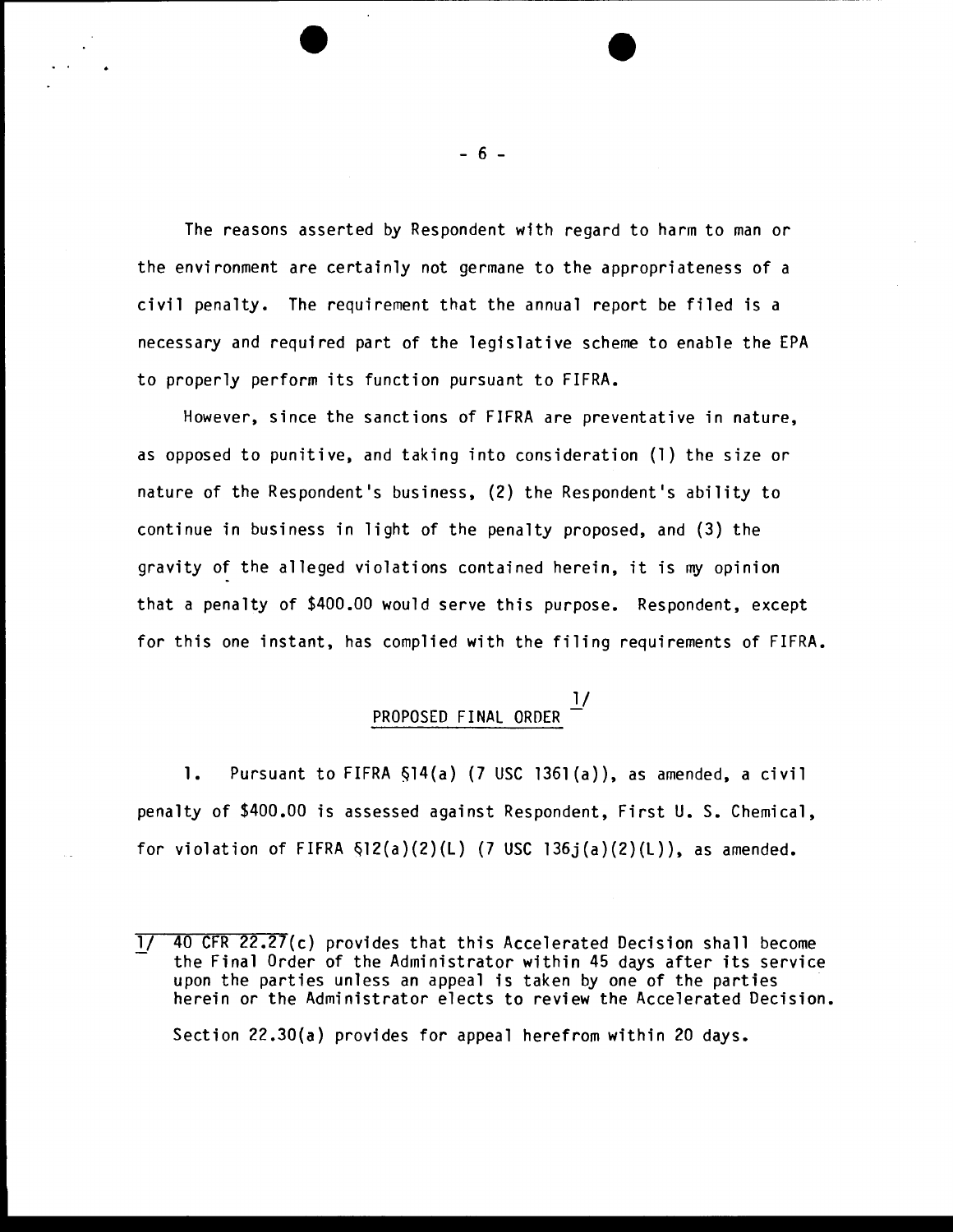The reasons asserted by Respondent with regard to harm to man or the environment are certainly not germane to the appropriateness of a civil penalty. The requirement that the annual report be filed is a necessary and required part of the legislative scheme to enable the EPA to properly perform its function pursuant to FIFRA.

However, since the sanctions of FIFRA are preventative in nature, as opposed to punitive, and taking into consideration (1) the size or nature of the Respondent's business, (2) the Respondent's ability to continue in business in light of the penalty proposed, and (3) the gravity of the alleged violations contained herein, it is my opinion that a penalty of \$400.00 would serve this purpose. Respondent, except for this one instant, has complied with the filing requirements of FIFRA.

## PROPOSED FINAL ORDER [1/]

1. Pursuant to FIFRA §14(a) (7 USC 1361(a)), as amended, a civil penalty of \$400.00 is assessed against Respondent, First U. S. Chemical, for violation of FIFRA §12(a)(2)(L) (7 USC 136j(a)(2)(L)), as amended.

---

1/ 40 CFR 22.27(c) provides that this Accelerated Decision shall become the Final Order of the Administrator within 45 days after its service upon the parties unless an appeal is taken by one of the parties herein or the Administrator elects to review the Accelerated Decision.

Section 22.30(a) provides for appeal herefrom within 20 days.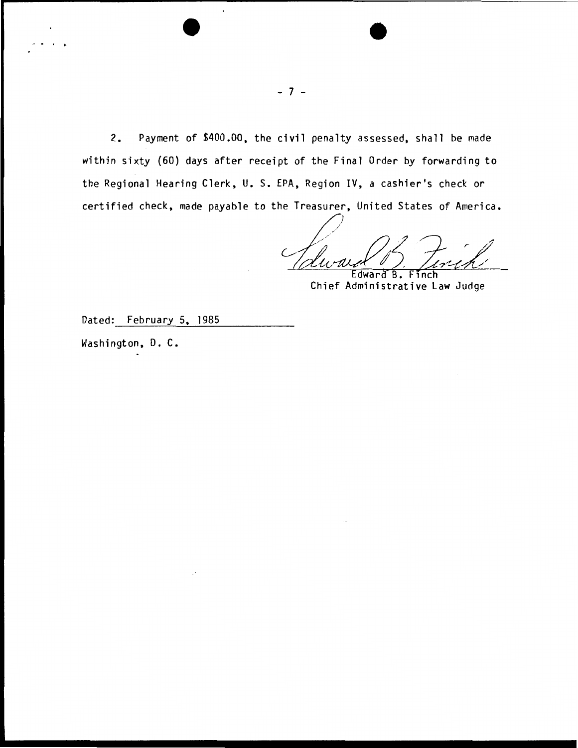2. Payment of $400.00, the civil penalty assessed, shall be made within sixty (60) days after receipt of the Final Order by forwarding to the Regional Hearing Clerk, U. S. EPA, Region IV, a cashier's check or certified check, made payable to the Treasurer, United States of America.

Edward B. Finch
Chief Administrative Law Judge

Dated: February 5, 1985

Washington, D. C.